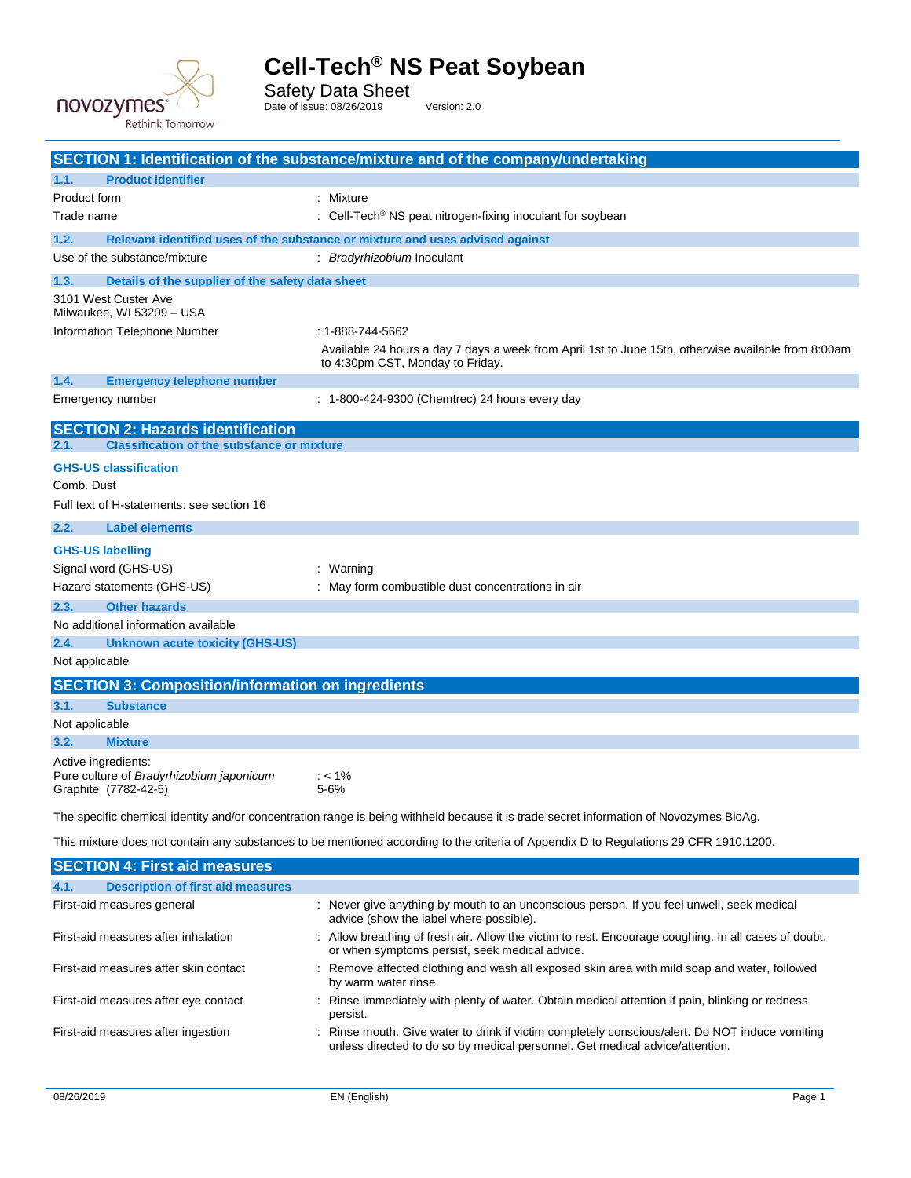# Cell-Tech® NS Peat Soybean

Safety Data Sheet

Date of issue: 08/26/2019 Version: 2.0

## SECTION 1: Identification of the substance/mixture and of the company/undertaking

### 1.1. Product identifier

Product form : Mixture

Trade name : Cell-Tech® NS peat nitrogen-fixing inoculant for soybean

### 1.2. Relevant identified uses of the substance or mixture and uses advised against

Use of the substance/mixture : *Bradyrhizobium* Inoculant

### 1.3. Details of the supplier of the safety data sheet

3101 West Custer Ave
Milwaukee, WI 53209 – USA

Information Telephone Number : 1-888-744-5662

Available 24 hours a day 7 days a week from April 1st to June 15th, otherwise available from 8:00am to 4:30pm CST, Monday to Friday.

### 1.4. Emergency telephone number

Emergency number : 1-800-424-9300 (Chemtrec) 24 hours every day

## SECTION 2: Hazards identification

### 2.1. Classification of the substance or mixture

**GHS-US classification**

Comb. Dust

Full text of H-statements: see section 16

### 2.2. Label elements

**GHS-US labelling**

Signal word (GHS-US) : Warning

Hazard statements (GHS-US) : May form combustible dust concentrations in air

### 2.3. Other hazards

No additional information available

### 2.4. Unknown acute toxicity (GHS-US)

Not applicable

## SECTION 3: Composition/information on ingredients

### 3.1. Substance

Not applicable

### 3.2. Mixture

Active ingredients:

Pure culture of *Bradyrhizobium japonicum* : < 1%

Graphite (7782-42-5) 5-6%

The specific chemical identity and/or concentration range is being withheld because it is trade secret information of Novozymes BioAg.

This mixture does not contain any substances to be mentioned according to the criteria of Appendix D to Regulations 29 CFR 1910.1200.

## SECTION 4: First aid measures

### 4.1. Description of first aid measures

First-aid measures general : Never give anything by mouth to an unconscious person. If you feel unwell, seek medical advice (show the label where possible).

First-aid measures after inhalation : Allow breathing of fresh air. Allow the victim to rest. Encourage coughing. In all cases of doubt, or when symptoms persist, seek medical advice.

First-aid measures after skin contact : Remove affected clothing and wash all exposed skin area with mild soap and water, followed by warm water rinse.

First-aid measures after eye contact : Rinse immediately with plenty of water. Obtain medical attention if pain, blinking or redness persist.

First-aid measures after ingestion : Rinse mouth. Give water to drink if victim completely conscious/alert. Do NOT induce vomiting unless directed to do so by medical personnel. Get medical advice/attention.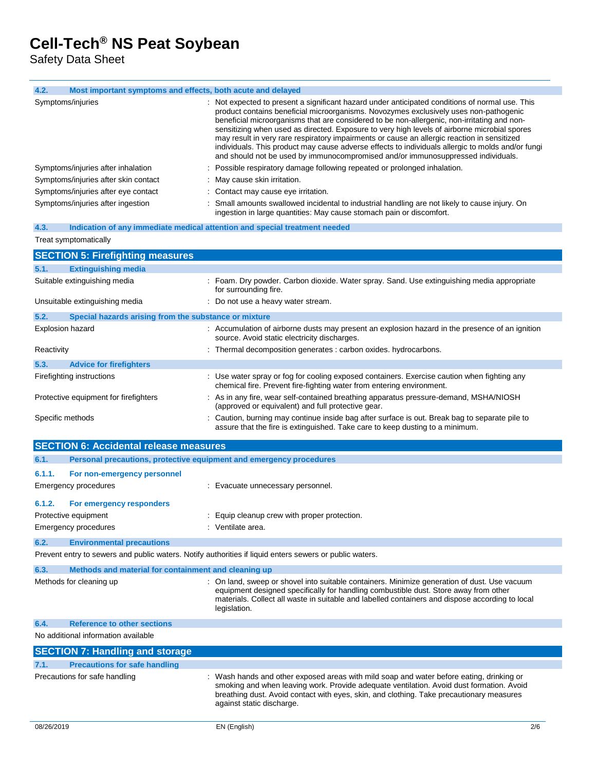### 4.2. Most important symptoms and effects, both acute and delayed

| | |
|---|---|
| Symptoms/injuries | : Not expected to present a significant hazard under anticipated conditions of normal use. This product contains beneficial microorganisms. Novozymes exclusively uses non-pathogenic beneficial microorganisms that are considered to be non-allergenic, non-irritating and non-sensitizing when used as directed. Exposure to very high levels of airborne microbial spores may result in very rare respiratory impairments or cause an allergic reaction in sensitized individuals. This product may cause adverse effects to individuals allergic to molds and/or fungi and should not be used by immunocompromised and/or immunosuppressed individuals. |
| Symptoms/injuries after inhalation | : Possible respiratory damage following repeated or prolonged inhalation. |
| Symptoms/injuries after skin contact | : May cause skin irritation. |
| Symptoms/injuries after eye contact | : Contact may cause eye irritation. |
| Symptoms/injuries after ingestion | : Small amounts swallowed incidental to industrial handling are not likely to cause injury. On ingestion in large quantities: May cause stomach pain or discomfort. |

### 4.3. Indication of any immediate medical attention and special treatment needed

Treat symptomatically

## SECTION 5: Firefighting measures

### 5.1. Extinguishing media

| | |
|---|---|
| Suitable extinguishing media | : Foam. Dry powder. Carbon dioxide. Water spray. Sand. Use extinguishing media appropriate for surrounding fire. |
| Unsuitable extinguishing media | : Do not use a heavy water stream. |

### 5.2. Special hazards arising from the substance or mixture

| | |
|---|---|
| Explosion hazard | : Accumulation of airborne dusts may present an explosion hazard in the presence of an ignition source. Avoid static electricity discharges. |
| Reactivity | : Thermal decomposition generates : carbon oxides. hydrocarbons. |

### 5.3. Advice for firefighters

| | |
|---|---|
| Firefighting instructions | : Use water spray or fog for cooling exposed containers. Exercise caution when fighting any chemical fire. Prevent fire-fighting water from entering environment. |
| Protective equipment for firefighters | : As in any fire, wear self-contained breathing apparatus pressure-demand, MSHA/NIOSH (approved or equivalent) and full protective gear. |
| Specific methods | : Caution, burning may continue inside bag after surface is out. Break bag to separate pile to assure that the fire is extinguished. Take care to keep dusting to a minimum. |

## SECTION 6: Accidental release measures

### 6.1. Personal precautions, protective equipment and emergency procedures

#### 6.1.1. For non-emergency personnel

| | |
|---|---|
| Emergency procedures | : Evacuate unnecessary personnel. |

#### 6.1.2. For emergency responders

| | |
|---|---|
| Protective equipment | : Equip cleanup crew with proper protection. |
| Emergency procedures | : Ventilate area. |

### 6.2. Environmental precautions

Prevent entry to sewers and public waters. Notify authorities if liquid enters sewers or public waters.

### 6.3. Methods and material for containment and cleaning up

| | |
|---|---|
| Methods for cleaning up | : On land, sweep or shovel into suitable containers. Minimize generation of dust. Use vacuum equipment designed specifically for handling combustible dust. Store away from other materials. Collect all waste in suitable and labelled containers and dispose according to local legislation. |

### 6.4. Reference to other sections

No additional information available

## SECTION 7: Handling and storage

### 7.1. Precautions for safe handling

| | |
|---|---|
| Precautions for safe handling | : Wash hands and other exposed areas with mild soap and water before eating, drinking or smoking and when leaving work. Provide adequate ventilation. Avoid dust formation. Avoid breathing dust. Avoid contact with eyes, skin, and clothing. Take precautionary measures against static discharge. |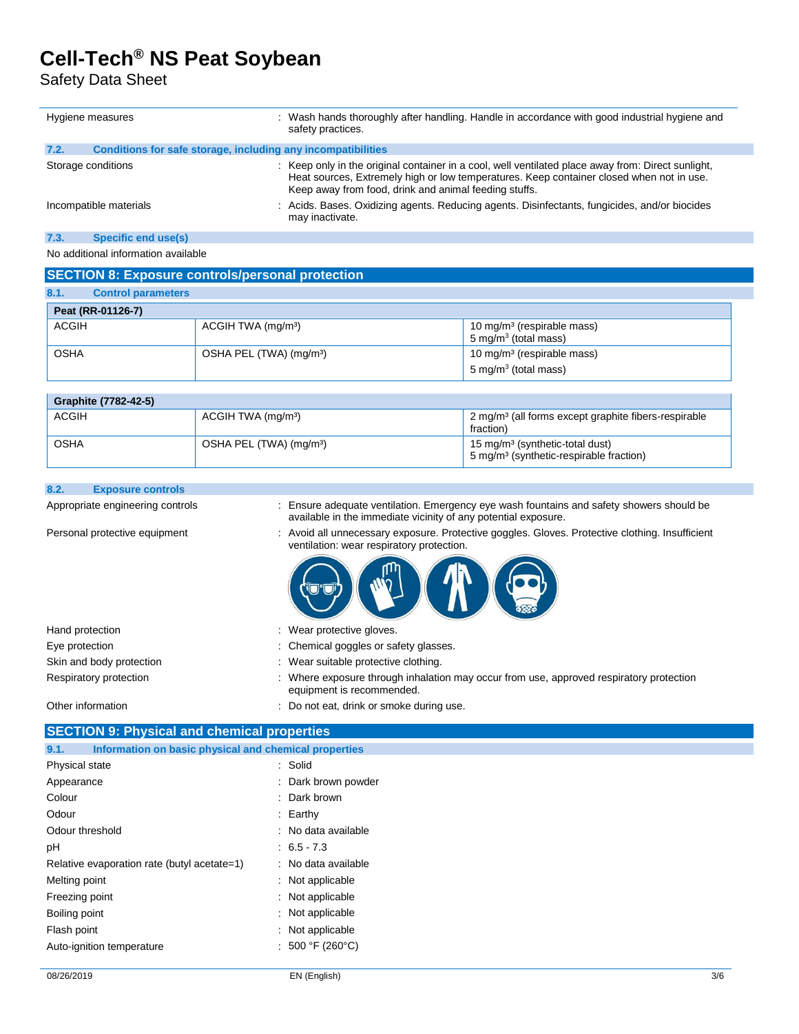| | |
|---|---|
| Hygiene measures | : Wash hands thoroughly after handling. Handle in accordance with good industrial hygiene and safety practices. |

### 7.2. Conditions for safe storage, including any incompatibilities

| | |
|---|---|
| Storage conditions | : Keep only in the original container in a cool, well ventilated place away from: Direct sunlight, Heat sources, Extremely high or low temperatures. Keep container closed when not in use. Keep away from food, drink and animal feeding stuffs. |
| Incompatible materials | : Acids. Bases. Oxidizing agents. Reducing agents. Disinfectants, fungicides, and/or biocides may inactivate. |

### 7.3. Specific end use(s)

No additional information available

## SECTION 8: Exposure controls/personal protection

### 8.1. Control parameters

| Peat (RR-01126-7) | | |
|---|---|---|
| ACGIH | ACGIH TWA (mg/m³) | 10 mg/m³ (respirable mass)<br>5 mg/m³ (total mass) |
| OSHA | OSHA PEL (TWA) (mg/m³) | 10 mg/m³ (respirable mass)<br>5 mg/m³ (total mass) |

| Graphite (7782-42-5) | | |
|---|---|---|
| ACGIH | ACGIH TWA (mg/m³) | 2 mg/m³ (all forms except graphite fibers-respirable fraction) |
| OSHA | OSHA PEL (TWA) (mg/m³) | 15 mg/m³ (synthetic-total dust)<br>5 mg/m³ (synthetic-respirable fraction) |

### 8.2. Exposure controls

| | |
|---|---|
| Appropriate engineering controls | : Ensure adequate ventilation. Emergency eye wash fountains and safety showers should be available in the immediate vicinity of any potential exposure. |
| Personal protective equipment | : Avoid all unnecessary exposure. Protective goggles. Gloves. Protective clothing. Insufficient ventilation: wear respiratory protection. |
| Hand protection | : Wear protective gloves. |
| Eye protection | : Chemical goggles or safety glasses. |
| Skin and body protection | : Wear suitable protective clothing. |
| Respiratory protection | : Where exposure through inhalation may occur from use, approved respiratory protection equipment is recommended. |
| Other information | : Do not eat, drink or smoke during use. |

## SECTION 9: Physical and chemical properties

### 9.1. Information on basic physical and chemical properties

| | |
|---|---|
| Physical state | : Solid |
| Appearance | : Dark brown powder |
| Colour | : Dark brown |
| Odour | : Earthy |
| Odour threshold | : No data available |
| pH | : 6.5 - 7.3 |
| Relative evaporation rate (butyl acetate=1) | : No data available |
| Melting point | : Not applicable |
| Freezing point | : Not applicable |
| Boiling point | : Not applicable |
| Flash point | : Not applicable |
| Auto-ignition temperature | : 500 °F (260°C) |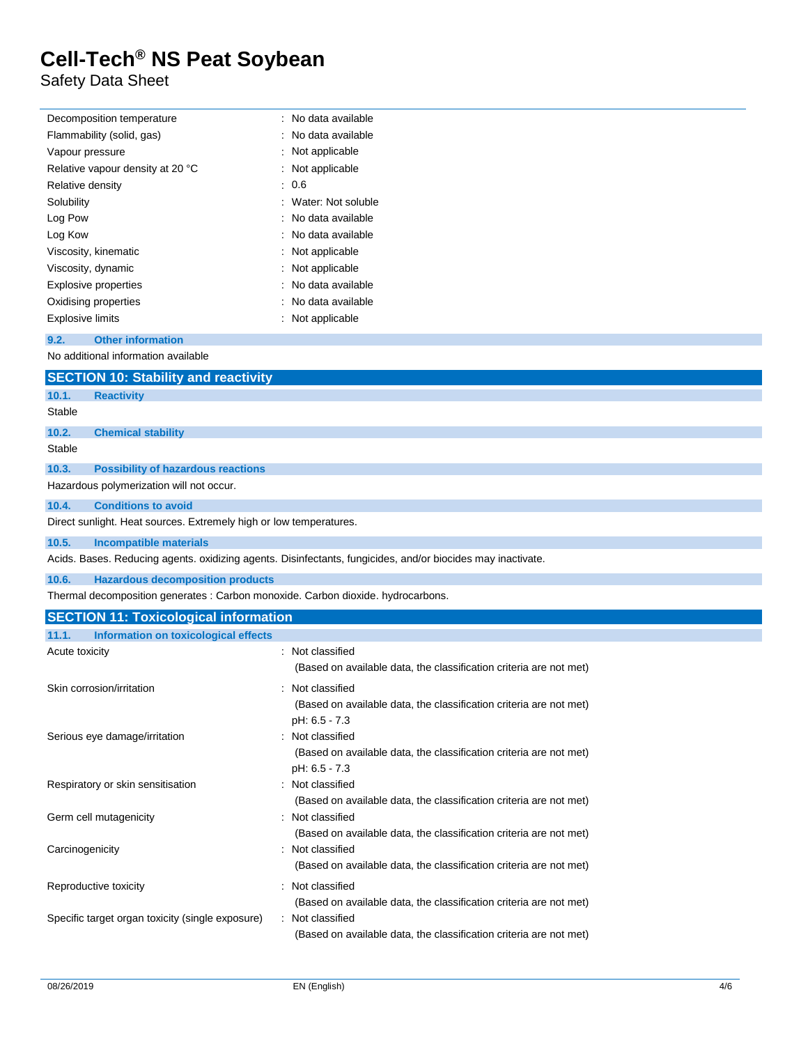| | |
|---|---|
| Decomposition temperature | : No data available |
| Flammability (solid, gas) | : No data available |
| Vapour pressure | : Not applicable |
| Relative vapour density at 20 °C | : Not applicable |
| Relative density | : 0.6 |
| Solubility | : Water: Not soluble |
| Log Pow | : No data available |
| Log Kow | : No data available |
| Viscosity, kinematic | : Not applicable |
| Viscosity, dynamic | : Not applicable |
| Explosive properties | : No data available |
| Oxidising properties | : No data available |
| Explosive limits | : Not applicable |

### 9.2. Other information

No additional information available

## SECTION 10: Stability and reactivity

### 10.1. Reactivity

Stable

### 10.2. Chemical stability

Stable

### 10.3. Possibility of hazardous reactions

Hazardous polymerization will not occur.

### 10.4. Conditions to avoid

Direct sunlight. Heat sources. Extremely high or low temperatures.

### 10.5. Incompatible materials

Acids. Bases. Reducing agents. oxidizing agents. Disinfectants, fungicides, and/or biocides may inactivate.

### 10.6. Hazardous decomposition products

Thermal decomposition generates : Carbon monoxide. Carbon dioxide. hydrocarbons.

## SECTION 11: Toxicological information

### 11.1. Information on toxicological effects

| | |
|---|---|
| Acute toxicity | : Not classified<br>(Based on available data, the classification criteria are not met) |
| Skin corrosion/irritation | : Not classified<br>(Based on available data, the classification criteria are not met)<br>pH: 6.5 - 7.3 |
| Serious eye damage/irritation | : Not classified<br>(Based on available data, the classification criteria are not met)<br>pH: 6.5 - 7.3 |
| Respiratory or skin sensitisation | : Not classified<br>(Based on available data, the classification criteria are not met) |
| Germ cell mutagenicity | : Not classified<br>(Based on available data, the classification criteria are not met) |
| Carcinogenicity | : Not classified<br>(Based on available data, the classification criteria are not met) |
| Reproductive toxicity | : Not classified<br>(Based on available data, the classification criteria are not met) |
| Specific target organ toxicity (single exposure) | : Not classified<br>(Based on available data, the classification criteria are not met) |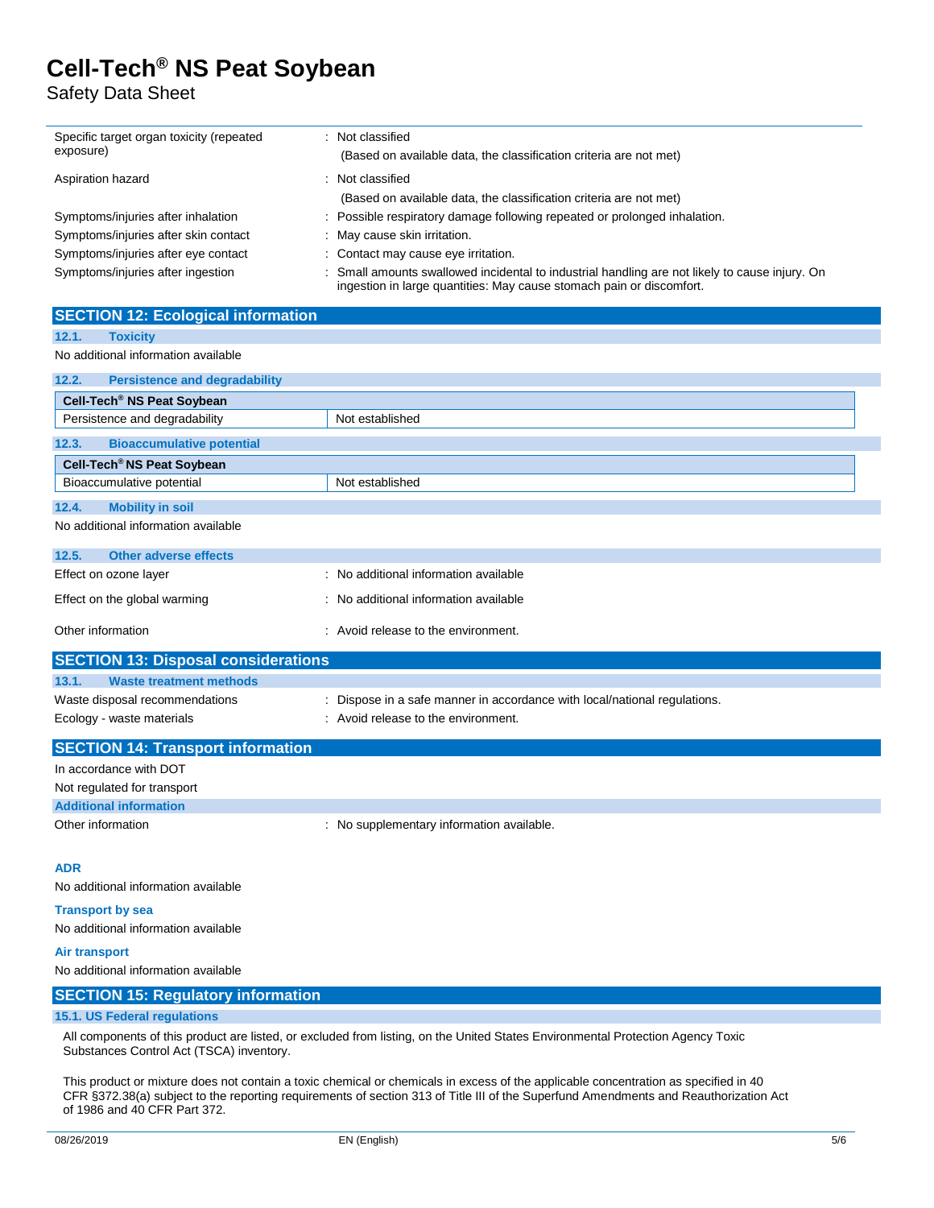| | |
|---|---|
| Specific target organ toxicity (repeated exposure) | : Not classified<br>(Based on available data, the classification criteria are not met) |
| Aspiration hazard | : Not classified<br>(Based on available data, the classification criteria are not met) |
| Symptoms/injuries after inhalation | : Possible respiratory damage following repeated or prolonged inhalation. |
| Symptoms/injuries after skin contact | : May cause skin irritation. |
| Symptoms/injuries after eye contact | : Contact may cause eye irritation. |
| Symptoms/injuries after ingestion | : Small amounts swallowed incidental to industrial handling are not likely to cause injury. On ingestion in large quantities: May cause stomach pain or discomfort. |

## SECTION 12: Ecological information

### 12.1. Toxicity

No additional information available

### 12.2. Persistence and degradability

| Cell-Tech® NS Peat Soybean | |
|---|---|
| Persistence and degradability | Not established |

### 12.3. Bioaccumulative potential

| Cell-Tech® NS Peat Soybean | |
|---|---|
| Bioaccumulative potential | Not established |

### 12.4. Mobility in soil

No additional information available

### 12.5. Other adverse effects

| | |
|---|---|
| Effect on ozone layer | : No additional information available |
| Effect on the global warming | : No additional information available |
| Other information | : Avoid release to the environment. |

## SECTION 13: Disposal considerations

### 13.1. Waste treatment methods

| | |
|---|---|
| Waste disposal recommendations | : Dispose in a safe manner in accordance with local/national regulations. |
| Ecology - waste materials | : Avoid release to the environment. |

## SECTION 14: Transport information

In accordance with DOT

Not regulated for transport

### Additional information

Other information : No supplementary information available.

**ADR**

No additional information available

**Transport by sea**

No additional information available

**Air transport**

No additional information available

## SECTION 15: Regulatory information

### 15.1. US Federal regulations

All components of this product are listed, or excluded from listing, on the United States Environmental Protection Agency Toxic Substances Control Act (TSCA) inventory.

This product or mixture does not contain a toxic chemical or chemicals in excess of the applicable concentration as specified in 40 CFR §372.38(a) subject to the reporting requirements of section 313 of Title III of the Superfund Amendments and Reauthorization Act of 1986 and 40 CFR Part 372.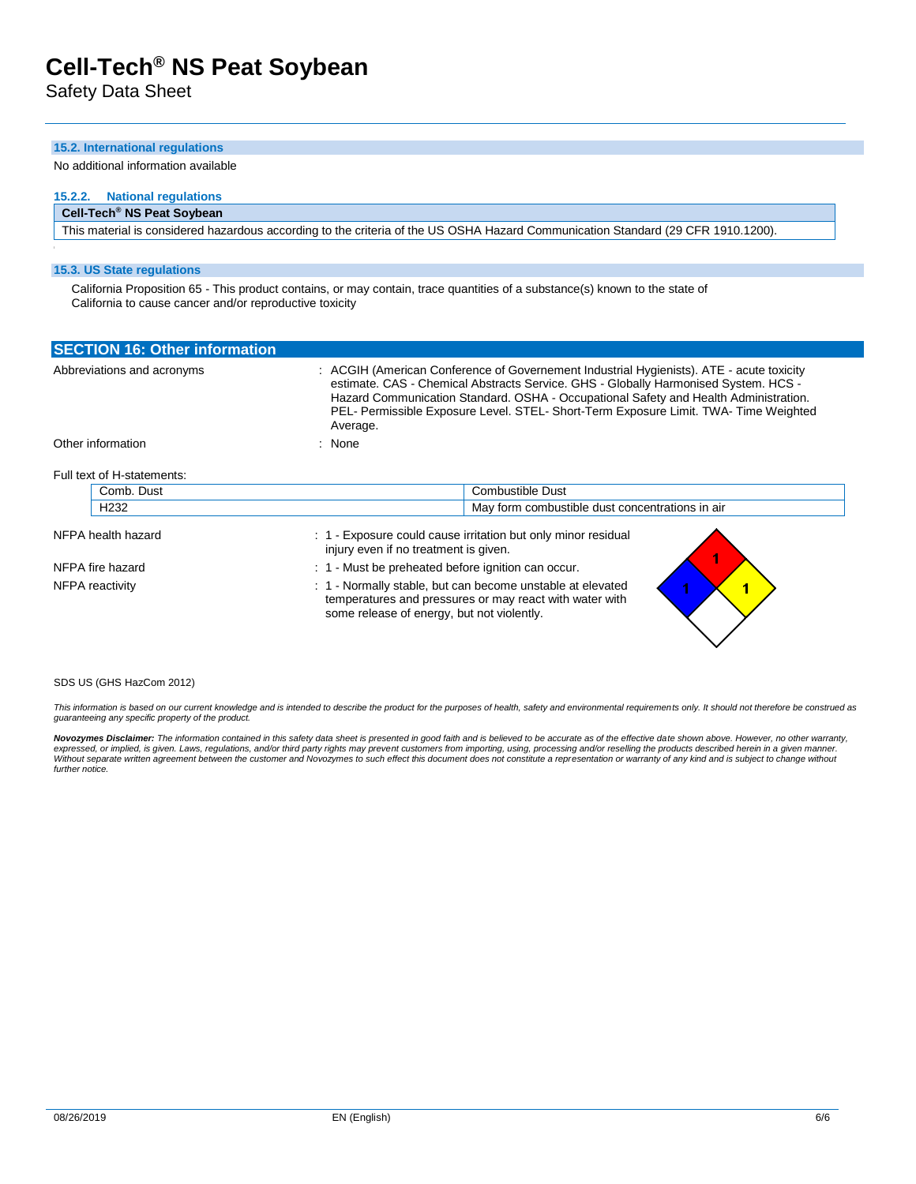### 15.2. International regulations

No additional information available

#### 15.2.2. National regulations

| Cell-Tech® NS Peat Soybean |
|---|
| This material is considered hazardous according to the criteria of the US OSHA Hazard Communication Standard (29 CFR 1910.1200). |

### 15.3. US State regulations

California Proposition 65 - This product contains, or may contain, trace quantities of a substance(s) known to the state of California to cause cancer and/or reproductive toxicity

## SECTION 16: Other information

Abbreviations and acronyms : ACGIH (American Conference of Governement Industrial Hygienists). ATE - acute toxicity estimate. CAS - Chemical Abstracts Service. GHS - Globally Harmonised System. HCS - Hazard Communication Standard. OSHA - Occupational Safety and Health Administration. PEL- Permissible Exposure Level. STEL- Short-Term Exposure Limit. TWA- Time Weighted Average.

Other information : None

Full text of H-statements:

| | |
|---|---|
| Comb. Dust | Combustible Dust |
| H232 | May form combustible dust concentrations in air |

NFPA health hazard : 1 - Exposure could cause irritation but only minor residual injury even if no treatment is given.

NFPA fire hazard : 1 - Must be preheated before ignition can occur.

NFPA reactivity : 1 - Normally stable, but can become unstable at elevated temperatures and pressures or may react with water with some release of energy, but not violently.

1
1
1

SDS US (GHS HazCom 2012)

*This information is based on our current knowledge and is intended to describe the product for the purposes of health, safety and environmental requirements only. It should not therefore be construed as guaranteeing any specific property of the product.*

***Novozymes Disclaimer:*** *The information contained in this safety data sheet is presented in good faith and is believed to be accurate as of the effective date shown above. However, no other warranty, expressed, or implied, is given. Laws, regulations, and/or third party rights may prevent customers from importing, using, processing and/or reselling the products described herein in a given manner. Without separate written agreement between the customer and Novozymes to such effect this document does not constitute a representation or warranty of any kind and is subject to change without further notice.*